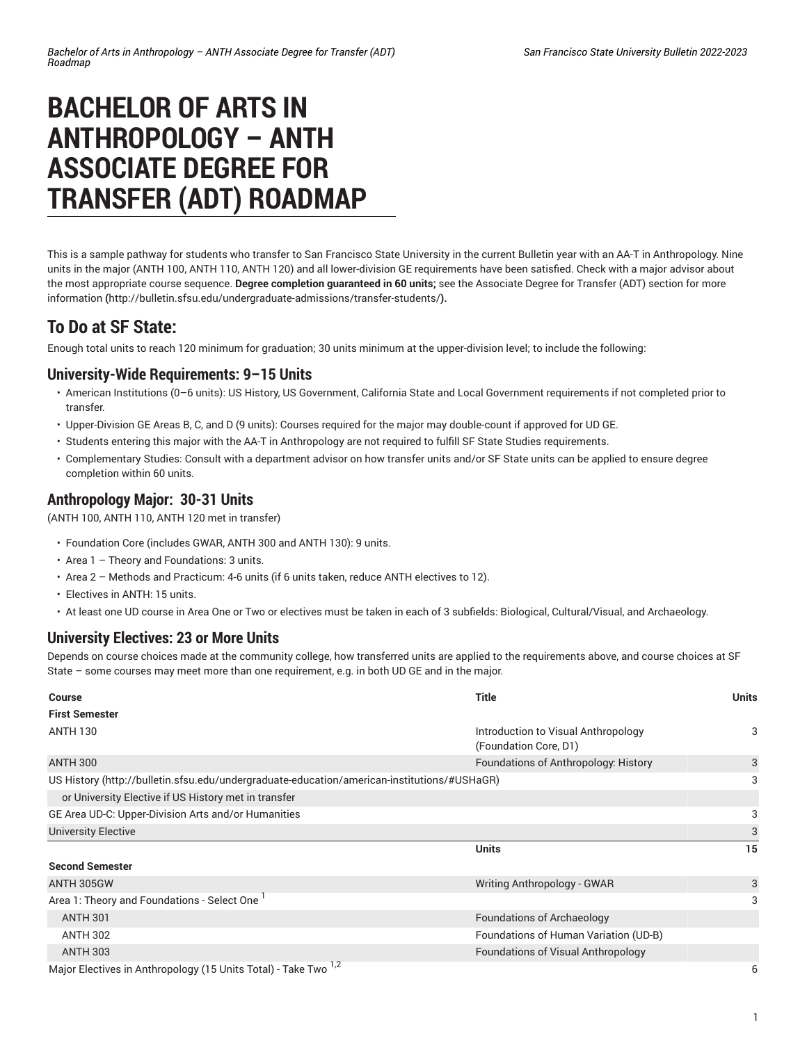# BACHELOR OF ARTS IN ANTHROPOLOGY – ANTH ASSOCIATE DEGREE FOR TRANSFER (ADT) ROADMAP

This is a sample pathway for students who transfer to San Francisco State University in the current Bulletin year with an AA-T in Anthropology. Nine units in the major (ANTH 100, ANTH 110, ANTH 120) and all lower-division GE requirements have been satisfied. Check with a major advisor about the most appropriate course sequence. **Degree completion guaranteed in 60 units;** see the Associate Degree for Transfer (ADT) section for more information **(**http://bulletin.sfsu.edu/undergraduate-admissions/transfer-students/**).**

## To Do at SF State:

Enough total units to reach 120 minimum for graduation; 30 units minimum at the upper-division level; to include the following:

### University-Wide Requirements: 9–15 Units

- American Institutions (0–6 units): US History, US Government, California State and Local Government requirements if not completed prior to transfer.
- Upper-Division GE Areas B, C, and D (9 units): Courses required for the major may double-count if approved for UD GE.
- Students entering this major with the AA-T in Anthropology are not required to fulfill SF State Studies requirements.
- Complementary Studies: Consult with a department advisor on how transfer units and/or SF State units can be applied to ensure degree completion within 60 units.

### Anthropology Major: 30-31 Units

(ANTH 100, ANTH 110, ANTH 120 met in transfer)

- Foundation Core (includes GWAR, ANTH 300 and ANTH 130): 9 units.
- Area 1 – Theory and Foundations: 3 units.
- Area 2 – Methods and Practicum: 4-6 units (if 6 units taken, reduce ANTH electives to 12).
- Electives in ANTH: 15 units.
- At least one UD course in Area One or Two or electives must be taken in each of 3 subfields: Biological, Cultural/Visual, and Archaeology.

### University Electives: 23 or More Units

Depends on course choices made at the community college, how transferred units are applied to the requirements above, and course choices at SF State – some courses may meet more than one requirement, e.g. in both UD GE and in the major.

| Course | Title | Units |
|---|---|---|
| **First Semester** | | |
| ANTH 130 | Introduction to Visual Anthropology (Foundation Core, D1) | 3 |
| ANTH 300 | Foundations of Anthropology: History | 3 |
| US History (http://bulletin.sfsu.edu/undergraduate-education/american-institutions/#USHaGR) | | 3 |
| or University Elective if US History met in transfer | | |
| GE Area UD-C: Upper-Division Arts and/or Humanities | | 3 |
| University Elective | | 3 |
| | **Units** | **15** |
| **Second Semester** | | |
| ANTH 305GW | Writing Anthropology - GWAR | 3 |
| Area 1: Theory and Foundations - Select One [1] | | 3 |
| ANTH 301 | Foundations of Archaeology | |
| ANTH 302 | Foundations of Human Variation (UD-B) | |
| ANTH 303 | Foundations of Visual Anthropology | |
| Major Electives in Anthropology (15 Units Total) - Take Two [1,2] | | 6 |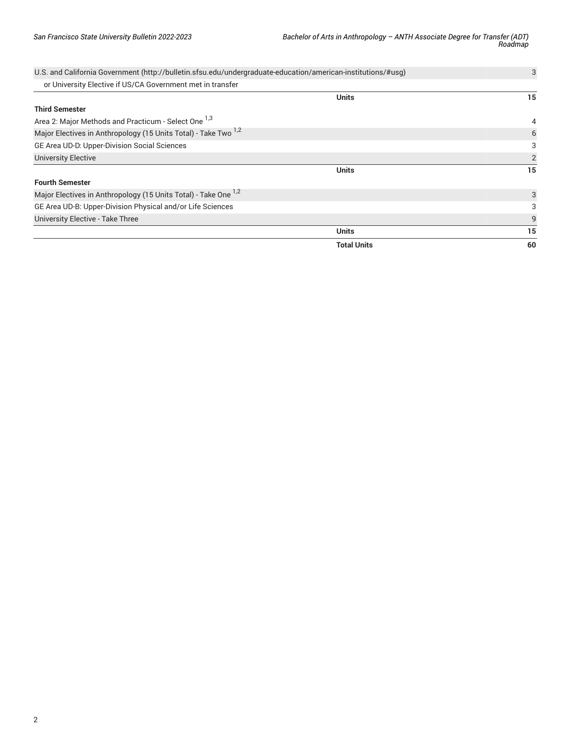| | |
|---|---|
| U.S. and California Government (http://bulletin.sfsu.edu/undergraduate-education/american-institutions/#usg) | 3 |
| or University Elective if US/CA Government met in transfer | |
| **Units** | **15** |
| **Third Semester** | |
| Area 2: Major Methods and Practicum - Select One [1,3] | 4 |
| Major Electives in Anthropology (15 Units Total) - Take Two [1,2] | 6 |
| GE Area UD-D: Upper-Division Social Sciences | 3 |
| University Elective | 2 |
| **Units** | **15** |
| **Fourth Semester** | |
| Major Electives in Anthropology (15 Units Total) - Take One [1,2] | 3 |
| GE Area UD-B: Upper-Division Physical and/or Life Sciences | 3 |
| University Elective - Take Three | 9 |
| **Units** | **15** |
| **Total Units** | **60** |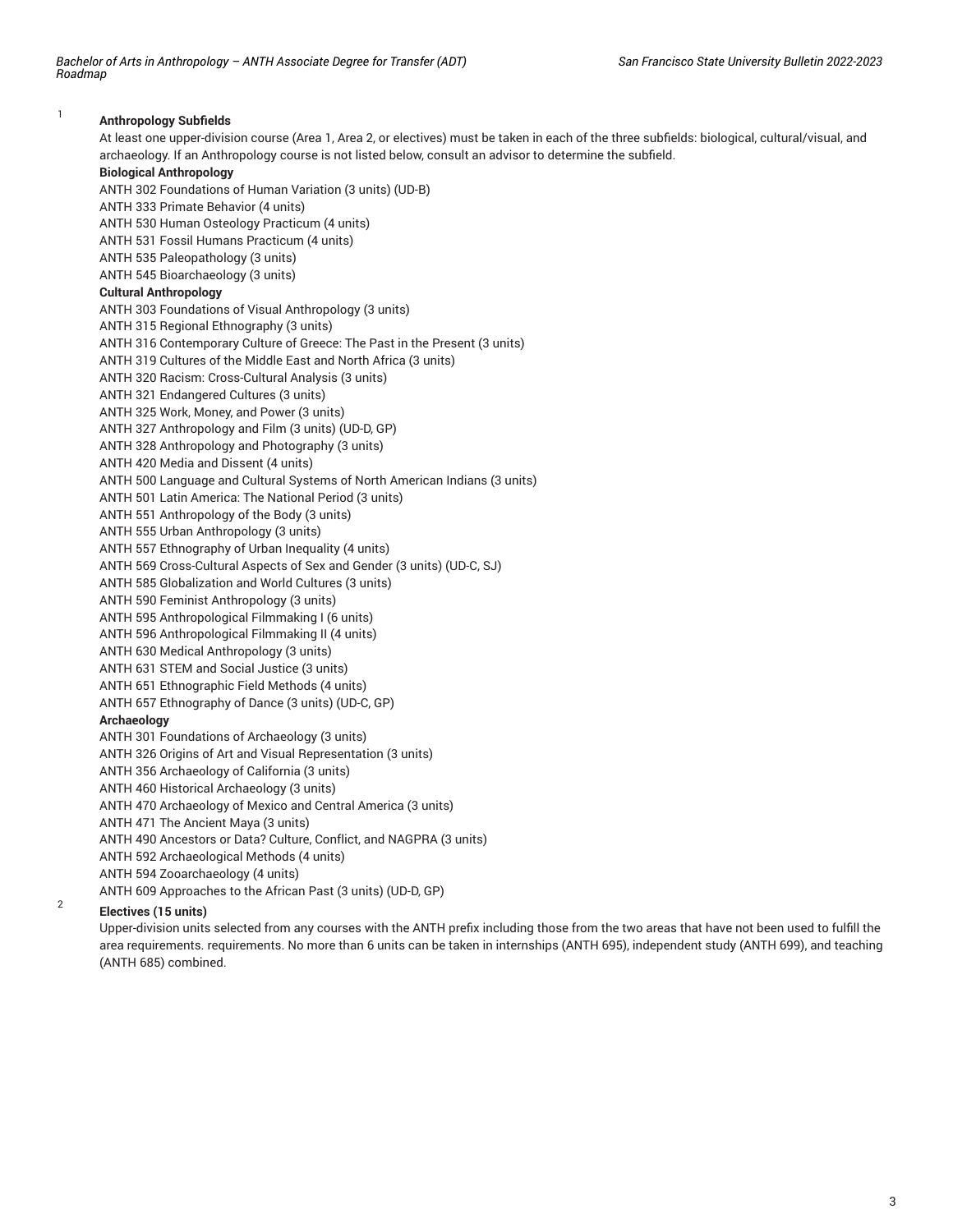[1] **Anthropology Subfields**

At least one upper-division course (Area 1, Area 2, or electives) must be taken in each of the three subfields: biological, cultural/visual, and archaeology. If an Anthropology course is not listed below, consult an advisor to determine the subfield.

**Biological Anthropology**

ANTH 302 Foundations of Human Variation (3 units) (UD-B)
ANTH 333 Primate Behavior (4 units)
ANTH 530 Human Osteology Practicum (4 units)
ANTH 531 Fossil Humans Practicum (4 units)
ANTH 535 Paleopathology (3 units)
ANTH 545 Bioarchaeology (3 units)

**Cultural Anthropology**

ANTH 303 Foundations of Visual Anthropology (3 units)
ANTH 315 Regional Ethnography (3 units)
ANTH 316 Contemporary Culture of Greece: The Past in the Present (3 units)
ANTH 319 Cultures of the Middle East and North Africa (3 units)
ANTH 320 Racism: Cross-Cultural Analysis (3 units)
ANTH 321 Endangered Cultures (3 units)
ANTH 325 Work, Money, and Power (3 units)
ANTH 327 Anthropology and Film (3 units) (UD-D, GP)
ANTH 328 Anthropology and Photography (3 units)
ANTH 420 Media and Dissent (4 units)
ANTH 500 Language and Cultural Systems of North American Indians (3 units)
ANTH 501 Latin America: The National Period (3 units)
ANTH 551 Anthropology of the Body (3 units)
ANTH 555 Urban Anthropology (3 units)
ANTH 557 Ethnography of Urban Inequality (4 units)
ANTH 569 Cross-Cultural Aspects of Sex and Gender (3 units) (UD-C, SJ)
ANTH 585 Globalization and World Cultures (3 units)
ANTH 590 Feminist Anthropology (3 units)
ANTH 595 Anthropological Filmmaking I (6 units)
ANTH 596 Anthropological Filmmaking II (4 units)
ANTH 630 Medical Anthropology (3 units)
ANTH 631 STEM and Social Justice (3 units)
ANTH 651 Ethnographic Field Methods (4 units)
ANTH 657 Ethnography of Dance (3 units) (UD-C, GP)

**Archaeology**

ANTH 301 Foundations of Archaeology (3 units)
ANTH 326 Origins of Art and Visual Representation (3 units)
ANTH 356 Archaeology of California (3 units)
ANTH 460 Historical Archaeology (3 units)
ANTH 470 Archaeology of Mexico and Central America (3 units)
ANTH 471 The Ancient Maya (3 units)
ANTH 490 Ancestors or Data? Culture, Conflict, and NAGPRA (3 units)
ANTH 592 Archaeological Methods (4 units)
ANTH 594 Zooarchaeology (4 units)
ANTH 609 Approaches to the African Past (3 units) (UD-D, GP)

[2] **Electives (15 units)**

Upper-division units selected from any courses with the ANTH prefix including those from the two areas that have not been used to fulfill the area requirements. requirements. No more than 6 units can be taken in internships (ANTH 695), independent study (ANTH 699), and teaching (ANTH 685) combined.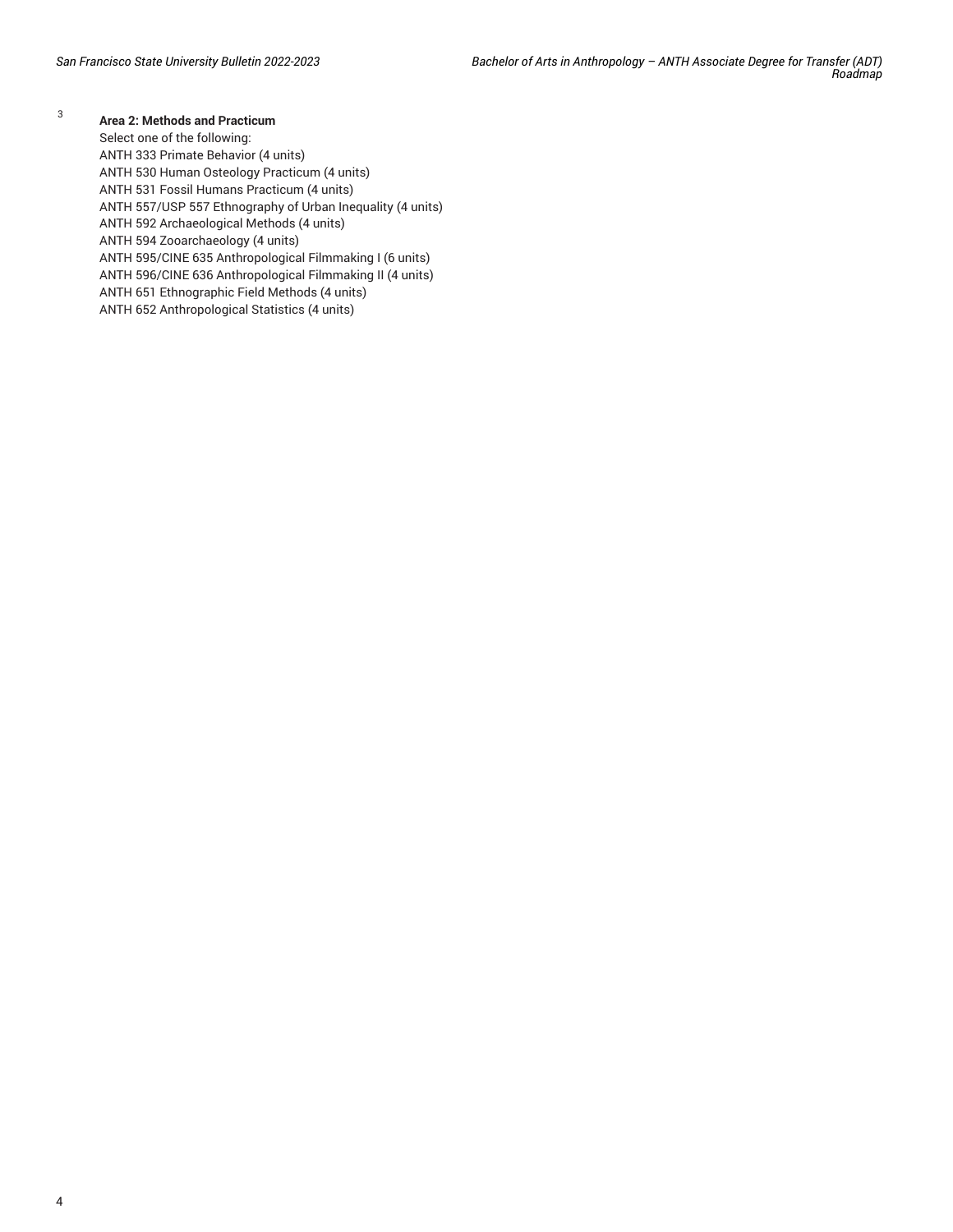[3] **Area 2: Methods and Practicum**

Select one of the following:

ANTH 333 Primate Behavior (4 units)
ANTH 530 Human Osteology Practicum (4 units)
ANTH 531 Fossil Humans Practicum (4 units)
ANTH 557/USP 557 Ethnography of Urban Inequality (4 units)
ANTH 592 Archaeological Methods (4 units)
ANTH 594 Zooarchaeology (4 units)
ANTH 595/CINE 635 Anthropological Filmmaking I (6 units)
ANTH 596/CINE 636 Anthropological Filmmaking II (4 units)
ANTH 651 Ethnographic Field Methods (4 units)
ANTH 652 Anthropological Statistics (4 units)